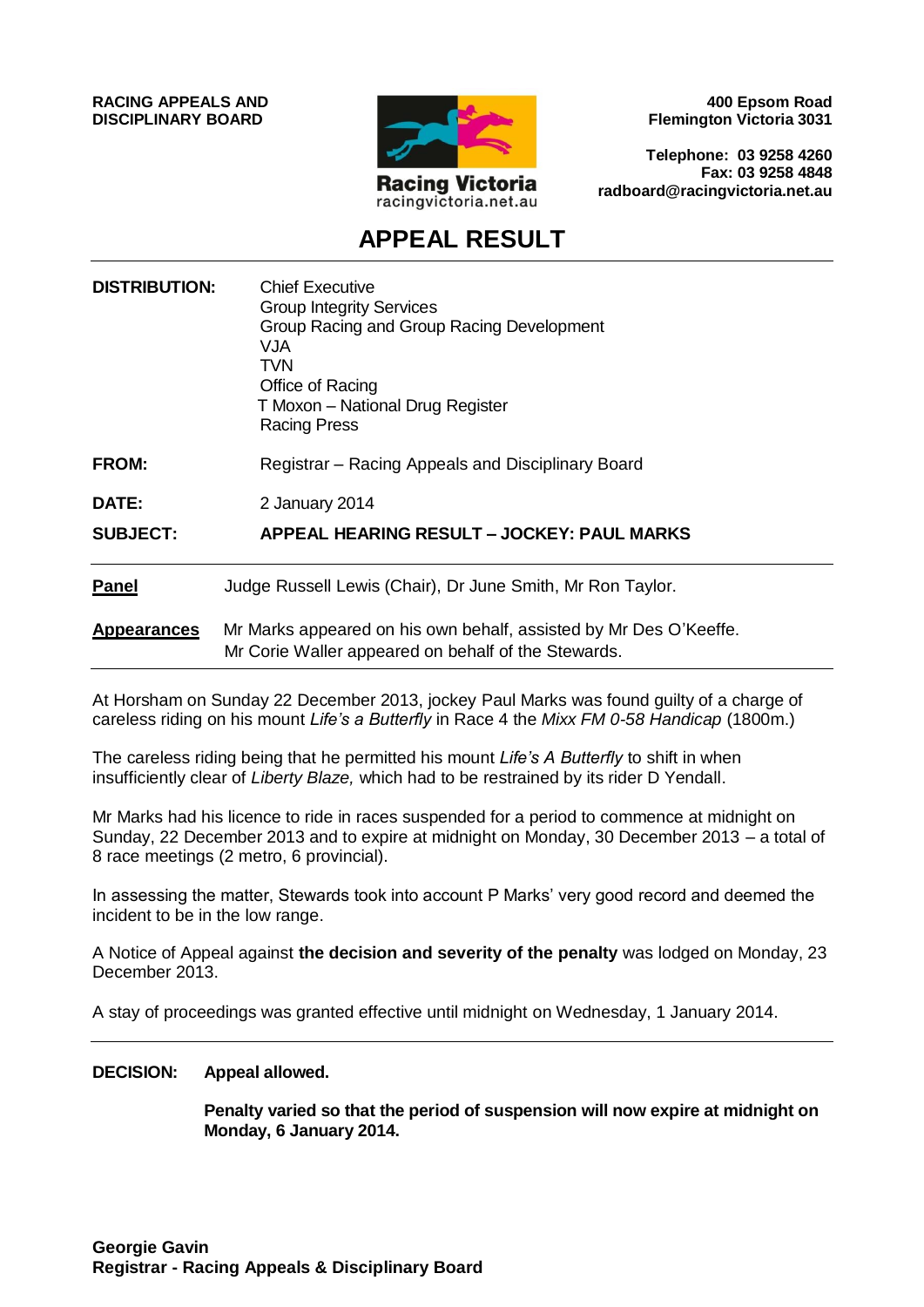**RACING APPEALS AND DISCIPLINARY BOARD**

Racing Victoria
racingvictoria.net.au

**400 Epsom Road**
**Flemington Victoria 3031**

**Telephone: 03 9258 4260**
**Fax: 03 9258 4848**
**radboard@racingvictoria.net.au**

# APPEAL RESULT

**DISTRIBUTION:** Chief Executive
Group Integrity Services
Group Racing and Group Racing Development
VJA
TVN
Office of Racing
T Moxon – National Drug Register
Racing Press

**FROM:** Registrar – Racing Appeals and Disciplinary Board

**DATE:** 2 January 2014

**SUBJECT:** **APPEAL HEARING RESULT – JOCKEY: PAUL MARKS**

---

**Panel** Judge Russell Lewis (Chair), Dr June Smith, Mr Ron Taylor.

**Appearances** Mr Marks appeared on his own behalf, assisted by Mr Des O'Keeffe.
Mr Corie Waller appeared on behalf of the Stewards.

---

At Horsham on Sunday 22 December 2013, jockey Paul Marks was found guilty of a charge of careless riding on his mount *Life's a Butterfly* in Race 4 the *Mixx FM 0-58 Handicap* (1800m.)

The careless riding being that he permitted his mount *Life's A Butterfly* to shift in when insufficiently clear of *Liberty Blaze,* which had to be restrained by its rider D Yendall.

Mr Marks had his licence to ride in races suspended for a period to commence at midnight on Sunday, 22 December 2013 and to expire at midnight on Monday, 30 December 2013 – a total of 8 race meetings (2 metro, 6 provincial).

In assessing the matter, Stewards took into account P Marks' very good record and deemed the incident to be in the low range.

A Notice of Appeal against **the decision and severity of the penalty** was lodged on Monday, 23 December 2013.

A stay of proceedings was granted effective until midnight on Wednesday, 1 January 2014.

---

**DECISION:** **Appeal allowed.**

**Penalty varied so that the period of suspension will now expire at midnight on Monday, 6 January 2014.**

**Georgie Gavin**
**Registrar - Racing Appeals & Disciplinary Board**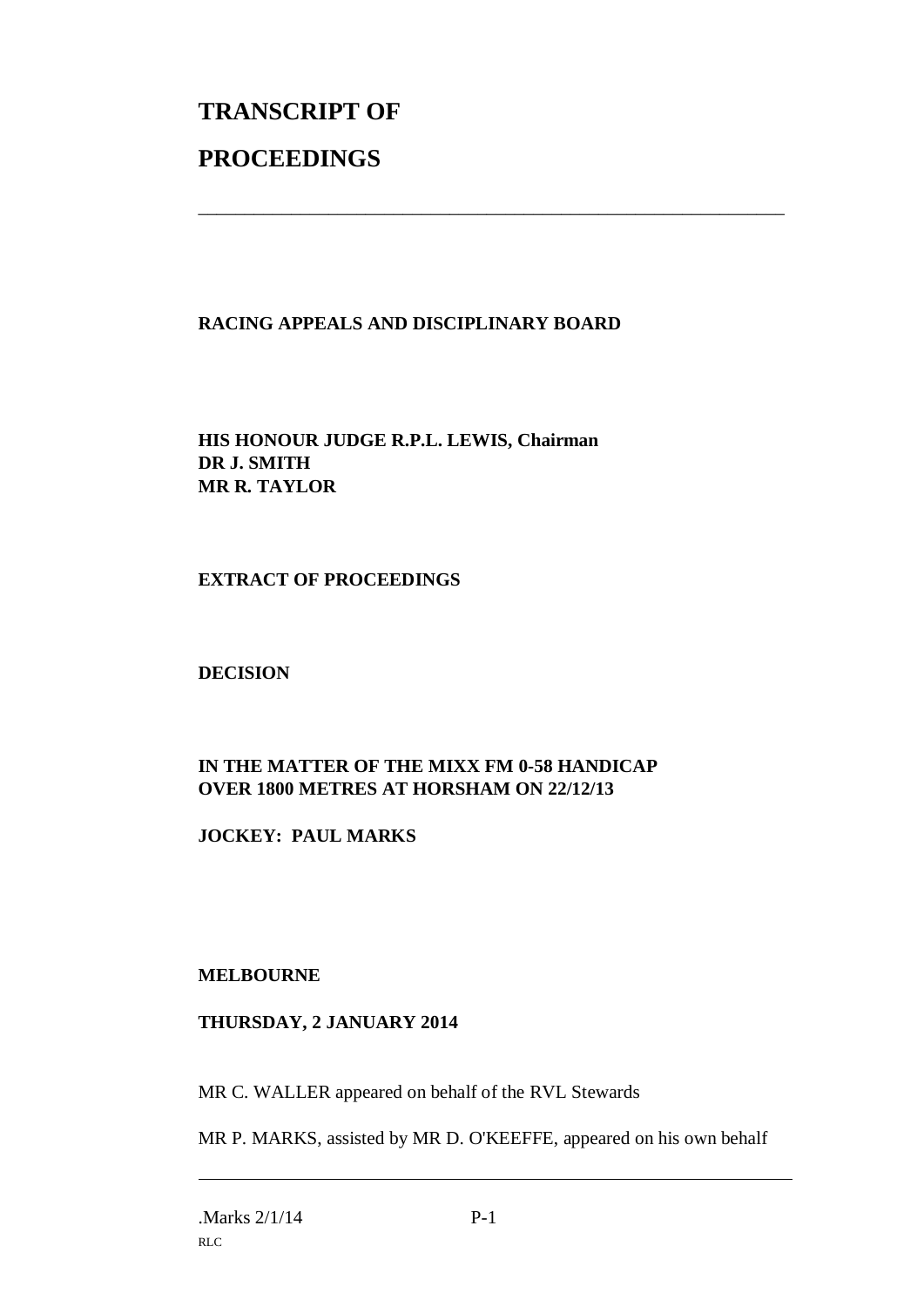# TRANSCRIPT OF

# PROCEEDINGS

---

**RACING APPEALS AND DISCIPLINARY BOARD**

**HIS HONOUR JUDGE R.P.L. LEWIS, Chairman**
**DR J. SMITH**
**MR R. TAYLOR**

**EXTRACT OF PROCEEDINGS**

**DECISION**

**IN THE MATTER OF THE MIXX FM 0-58 HANDICAP OVER 1800 METRES AT HORSHAM ON 22/12/13**

**JOCKEY: PAUL MARKS**

**MELBOURNE**

**THURSDAY, 2 JANUARY 2014**

MR C. WALLER appeared on behalf of the RVL Stewards

MR P. MARKS, assisted by MR D. O'KEEFFE, appeared on his own behalf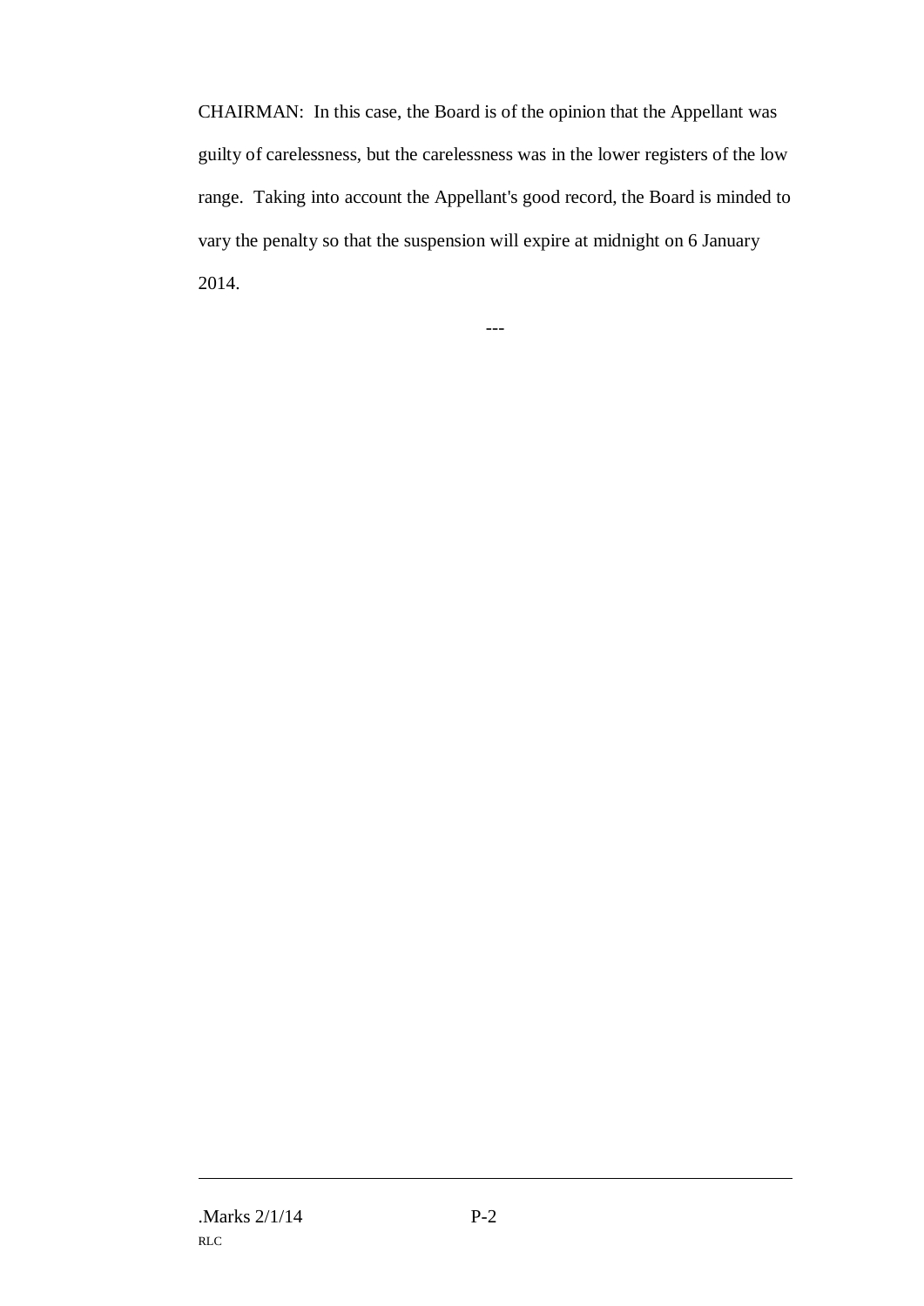CHAIRMAN: In this case, the Board is of the opinion that the Appellant was guilty of carelessness, but the carelessness was in the lower registers of the low range. Taking into account the Appellant's good record, the Board is minded to vary the penalty so that the suspension will expire at midnight on 6 January 2014.

---